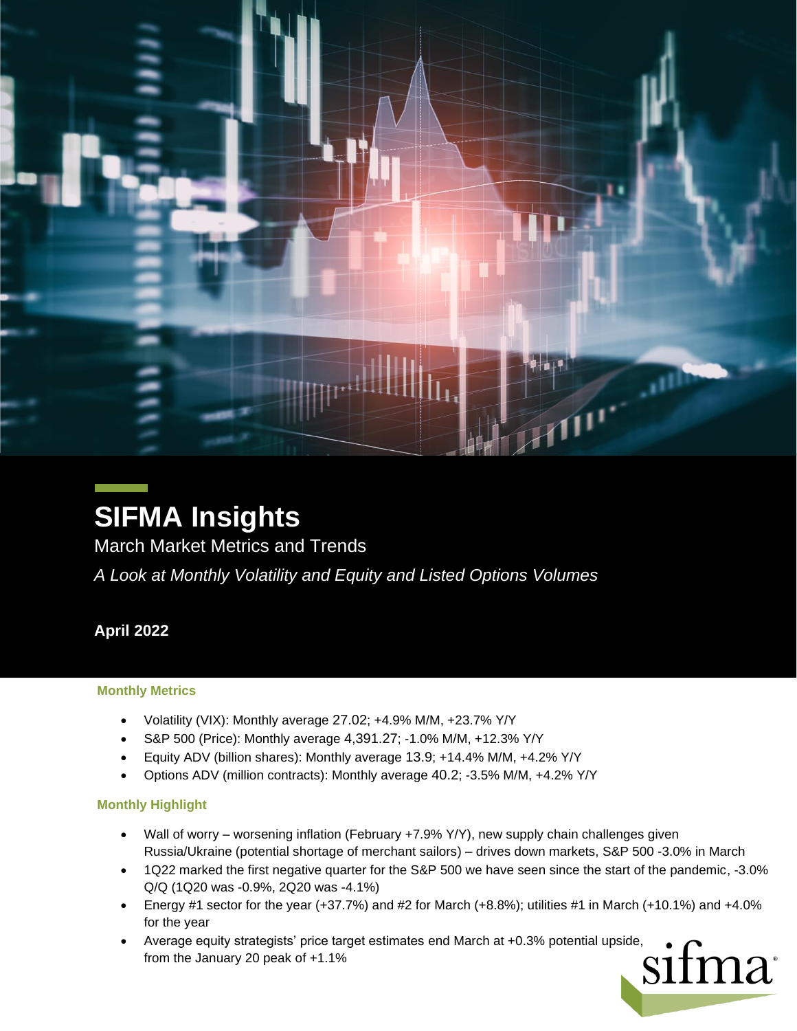# SIFMA Insights

## March Market Metrics and Trends

*A Look at Monthly Volatility and Equity and Listed Options Volumes*

**April 2022**

### Monthly Metrics

- Volatility (VIX): Monthly average 27.02; +4.9% M/M, +23.7% Y/Y
- S&P 500 (Price): Monthly average 4,391.27; -1.0% M/M, +12.3% Y/Y
- Equity ADV (billion shares): Monthly average 13.9; +14.4% M/M, +4.2% Y/Y
- Options ADV (million contracts): Monthly average 40.2; -3.5% M/M, +4.2% Y/Y

### Monthly Highlight

- Wall of worry – worsening inflation (February +7.9% Y/Y), new supply chain challenges given Russia/Ukraine (potential shortage of merchant sailors) – drives down markets, S&P 500 -3.0% in March
- 1Q22 marked the first negative quarter for the S&P 500 we have seen since the start of the pandemic, -3.0% Q/Q (1Q20 was -0.9%, 2Q20 was -4.1%)
- Energy #1 sector for the year (+37.7%) and #2 for March (+8.8%); utilities #1 in March (+10.1%) and +4.0% for the year
- Average equity strategists' price target estimates end March at +0.3% potential upside, from the January 20 peak of +1.1%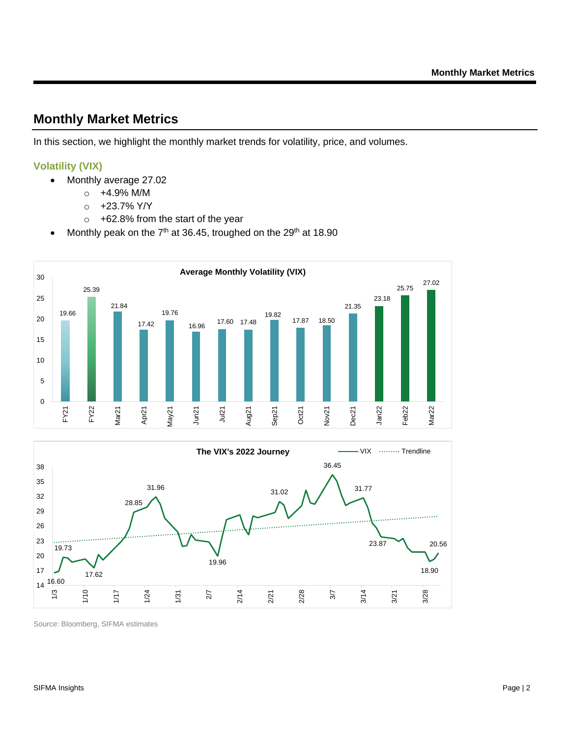# Monthly Market Metrics

In this section, we highlight the monthly market trends for volatility, price, and volumes.

### Volatility (VIX)

- Monthly average 27.02
  - +4.9% M/M
  - +23.7% Y/Y
  - +62.8% from the start of the year
- Monthly peak on the 7th at 36.45, troughed on the 29th at 18.90

**Average Monthly Volatility (VIX)**

| Period | VIX |
| --- | --- |
| FY21 | 19.66 |
| FY22 | 25.39 |
| Mar21 | 21.84 |
| Apr21 | 17.42 |
| May21 | 19.76 |
| Jun21 | 16.96 |
| Jul21 | 17.60 |
| Aug21 | 17.48 |
| Sep21 | 19.82 |
| Oct21 | 17.87 |
| Nov21 | 18.50 |
| Dec21 | 21.35 |
| Jan22 | 23.18 |
| Feb22 | 25.75 |
| Mar22 | 27.02 |

**The VIX's 2022 Journey**

Source: Bloomberg, SIFMA estimates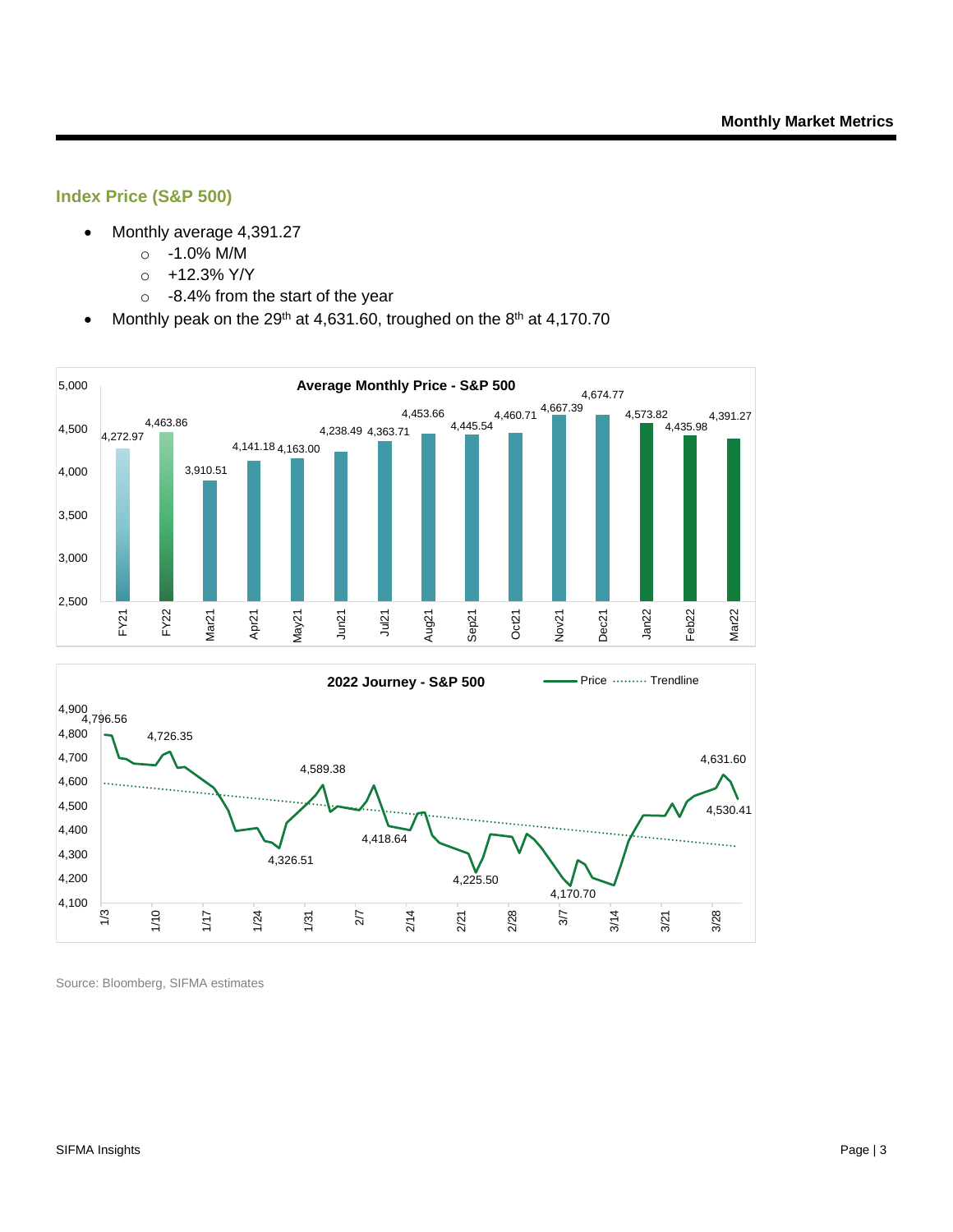## Index Price (S&P 500)

- Monthly average 4,391.27
  - -1.0% M/M
  - +12.3% Y/Y
  - -8.4% from the start of the year
- Monthly peak on the 29th at 4,631.60, troughed on the 8th at 4,170.70

**Average Monthly Price - S&P 500**

| Period | Price |
|---|---|
| FY21 | 4,272.97 |
| FY22 | 4,463.86 |
| Mar21 | 3,910.51 |
| Apr21 | 4,141.18 |
| May21 | 4,163.00 |
| Jun21 | 4,238.49 |
| Jul21 | 4,363.71 |
| Aug21 | 4,453.66 |
| Sep21 | 4,445.54 |
| Oct21 | 4,460.71 |
| Nov21 | 4,667.39 |
| Dec21 | 4,674.77 |
| Jan22 | 4,573.82 |
| Feb22 | 4,435.98 |
| Mar22 | 4,391.27 |

**2022 Journey - S&P 500**

Labeled points (Price, with Trendline): 4,796.56; 4,726.35; 4,326.51; 4,589.38; 4,418.64; 4,225.50; 4,170.70; 4,631.60; 4,530.41

Source: Bloomberg, SIFMA estimates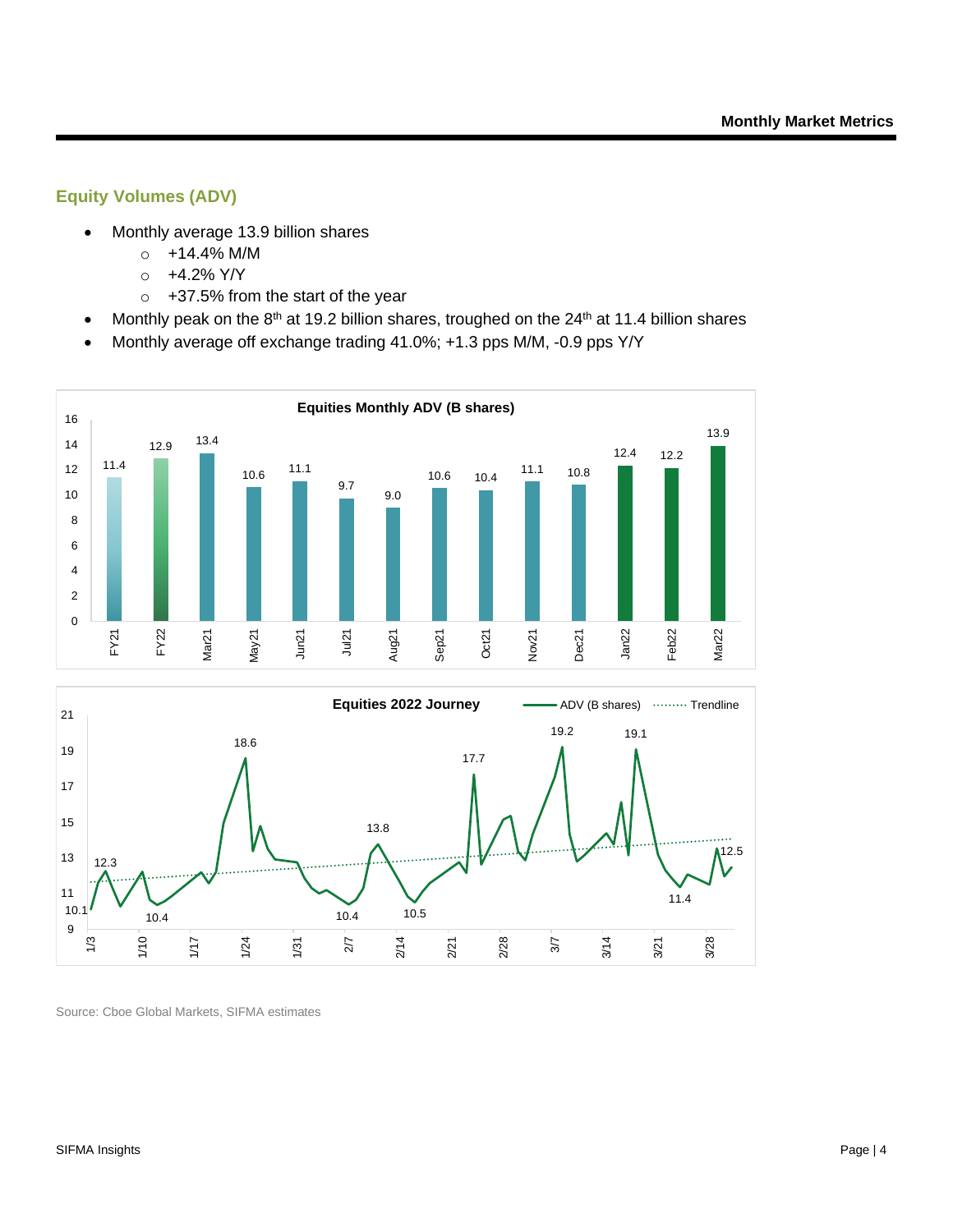## Equity Volumes (ADV)

- Monthly average 13.9 billion shares
  - +14.4% M/M
  - +4.2% Y/Y
  - +37.5% from the start of the year
- Monthly peak on the 8th at 19.2 billion shares, troughed on the 24th at 11.4 billion shares
- Monthly average off exchange trading 41.0%; +1.3 pps M/M, -0.9 pps Y/Y

**Equities Monthly ADV (B shares)**

| Period | ADV (B shares) |
|---|---|
| FY21 | 11.4 |
| FY22 | 12.9 |
| Mar21 | 13.4 |
| May21 | 10.6 |
| Jun21 | 11.1 |
| Jul21 | 9.7 |
| Aug21 | 9.0 |
| Sep21 | 10.6 |
| Oct21 | 10.4 |
| Nov21 | 11.1 |
| Dec21 | 10.8 |
| Jan22 | 12.4 |
| Feb22 | 12.2 |
| Mar22 | 13.9 |

**Equities 2022 Journey**

ADV (B shares) · Trendline

Labeled points: 10.1, 12.3, 10.4, 18.6, 10.4, 13.8, 10.5, 17.7, 19.2, 19.1, 11.4, 12.5

X-axis: 1/3, 1/10, 1/17, 1/24, 1/31, 2/7, 2/14, 2/21, 2/28, 3/7, 3/14, 3/21, 3/28

Source: Cboe Global Markets, SIFMA estimates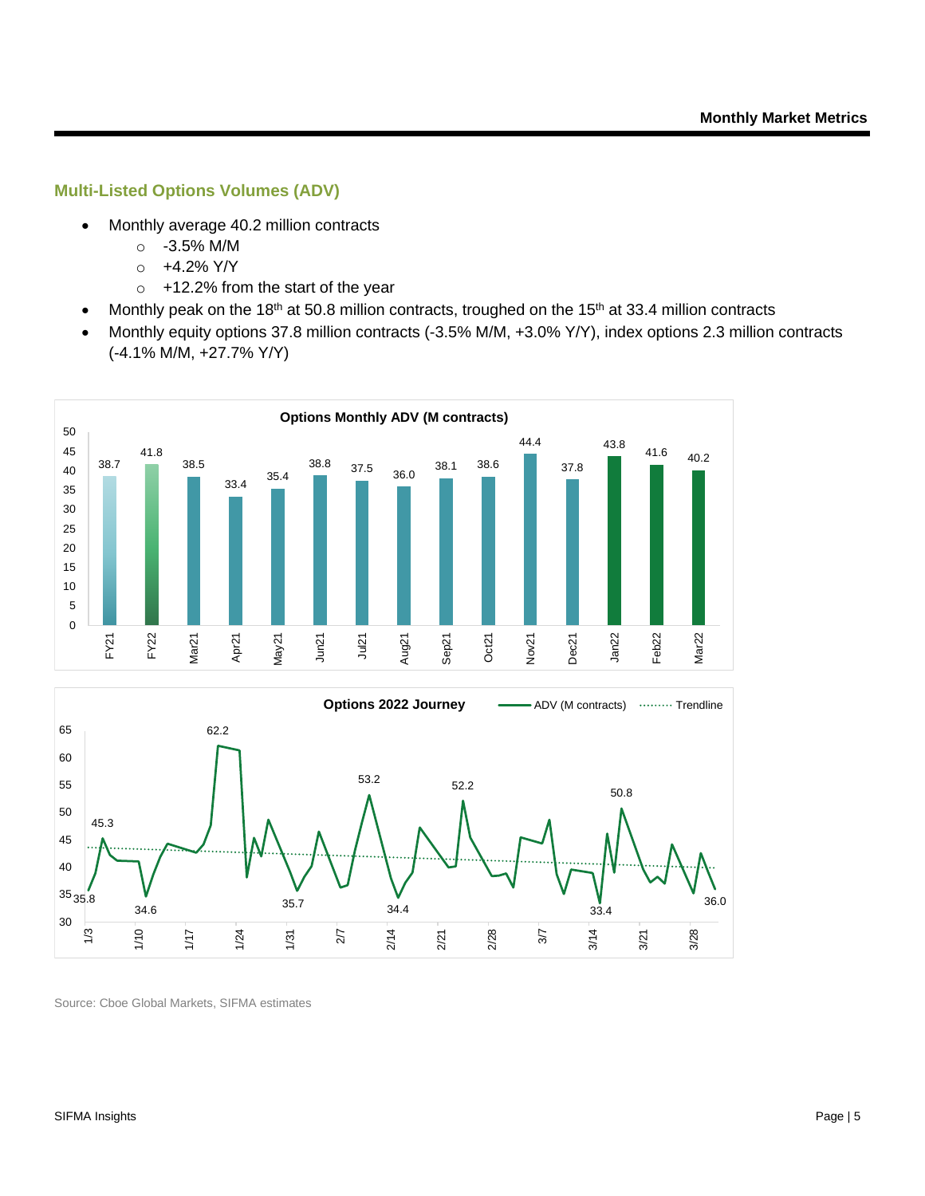## Multi-Listed Options Volumes (ADV)

- Monthly average 40.2 million contracts
  - -3.5% M/M
  - +4.2% Y/Y
  - +12.2% from the start of the year
- Monthly peak on the 18th at 50.8 million contracts, troughed on the 15th at 33.4 million contracts
- Monthly equity options 37.8 million contracts (-3.5% M/M, +3.0% Y/Y), index options 2.3 million contracts (-4.1% M/M, +27.7% Y/Y)

**Options Monthly ADV (M contracts)**

| FY21 | FY22 | Mar21 | Apr21 | May21 | Jun21 | Jul21 | Aug21 | Sep21 | Oct21 | Nov21 | Dec21 | Jan22 | Feb22 | Mar22 |
|---|---|---|---|---|---|---|---|---|---|---|---|---|---|---|
| 38.7 | 41.8 | 38.5 | 33.4 | 35.4 | 38.8 | 37.5 | 36.0 | 38.1 | 38.6 | 44.4 | 37.8 | 43.8 | 41.6 | 40.2 |

**Options 2022 Journey**

Legend: ADV (M contracts), Trendline

Labeled points: 35.8, 45.3, 34.6, 62.2, 35.7, 53.2, 34.4, 52.2, 33.4, 50.8, 36.0

X-axis: 1/3, 1/10, 1/17, 1/24, 1/31, 2/7, 2/14, 2/21, 2/28, 3/7, 3/14, 3/21, 3/28

Source: Cboe Global Markets, SIFMA estimates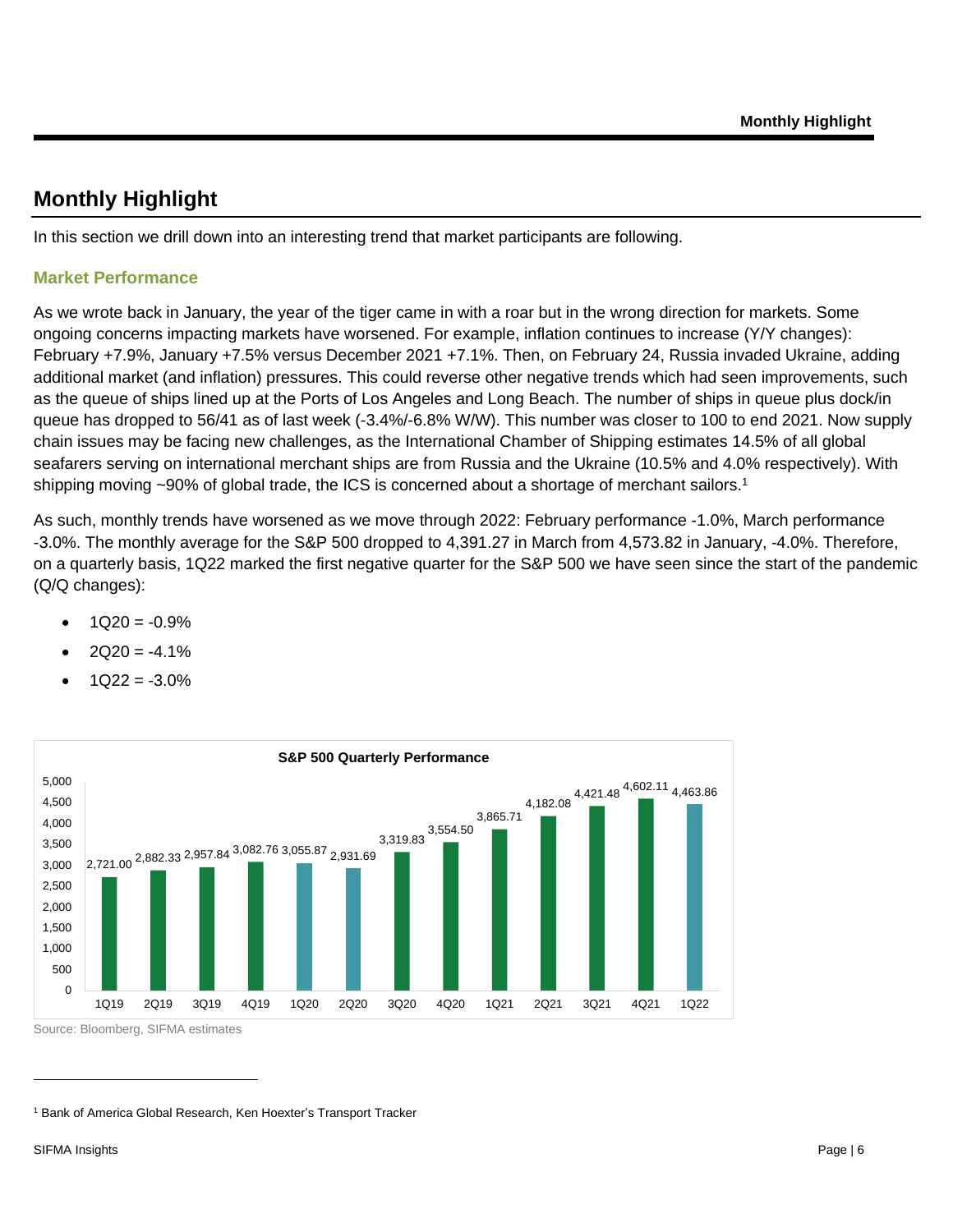## Monthly Highlight

In this section we drill down into an interesting trend that market participants are following.

### Market Performance

As we wrote back in January, the year of the tiger came in with a roar but in the wrong direction for markets. Some ongoing concerns impacting markets have worsened. For example, inflation continues to increase (Y/Y changes): February +7.9%, January +7.5% versus December 2021 +7.1%. Then, on February 24, Russia invaded Ukraine, adding additional market (and inflation) pressures. This could reverse other negative trends which had seen improvements, such as the queue of ships lined up at the Ports of Los Angeles and Long Beach. The number of ships in queue plus dock/in queue has dropped to 56/41 as of last week (-3.4%/-6.8% W/W). This number was closer to 100 to end 2021. Now supply chain issues may be facing new challenges, as the International Chamber of Shipping estimates 14.5% of all global seafarers serving on international merchant ships are from Russia and the Ukraine (10.5% and 4.0% respectively). With shipping moving ~90% of global trade, the ICS is concerned about a shortage of merchant sailors.[1]

As such, monthly trends have worsened as we move through 2022: February performance -1.0%, March performance -3.0%. The monthly average for the S&P 500 dropped to 4,391.27 in March from 4,573.82 in January, -4.0%. Therefore, on a quarterly basis, 1Q22 marked the first negative quarter for the S&P 500 we have seen since the start of the pandemic (Q/Q changes):

- 1Q20 = -0.9%
- 2Q20 = -4.1%
- 1Q22 = -3.0%

**S&P 500 Quarterly Performance**

| Quarter | S&P 500 |
|---|---|
| 1Q19 | 2,721.00 |
| 2Q19 | 2,882.33 |
| 3Q19 | 2,957.84 |
| 4Q19 | 3,082.76 |
| 1Q20 | 3,055.87 |
| 2Q20 | 2,931.69 |
| 3Q20 | 3,319.83 |
| 4Q20 | 3,554.50 |
| 1Q21 | 3,865.71 |
| 2Q21 | 4,182.08 |
| 3Q21 | 4,421.48 |
| 4Q21 | 4,602.11 |
| 1Q22 | 4,463.86 |

Source: Bloomberg, SIFMA estimates

[1] Bank of America Global Research, Ken Hoexter's Transport Tracker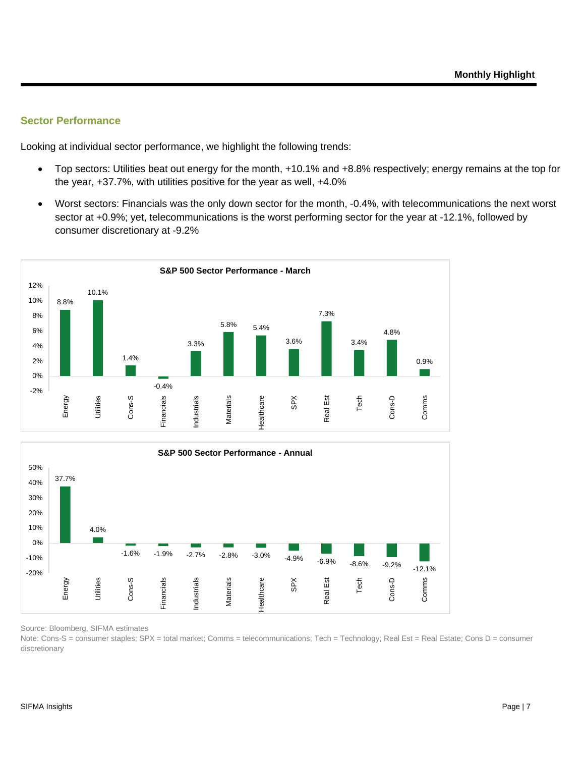## Sector Performance

Looking at individual sector performance, we highlight the following trends:

- Top sectors: Utilities beat out energy for the month, +10.1% and +8.8% respectively; energy remains at the top for the year, +37.7%, with utilities positive for the year as well, +4.0%
- Worst sectors: Financials was the only down sector for the month, -0.4%, with telecommunications the next worst sector at +0.9%; yet, telecommunications is the worst performing sector for the year at -12.1%, followed by consumer discretionary at -9.2%

**S&P 500 Sector Performance - March**

| Sector | Performance |
|---|---|
| Energy | 8.8% |
| Utilities | 10.1% |
| Cons-S | 1.4% |
| Financials | -0.4% |
| Industrials | 3.3% |
| Materials | 5.8% |
| Healthcare | 5.4% |
| SPX | 3.6% |
| Real Est | 7.3% |
| Tech | 3.4% |
| Cons-D | 4.8% |
| Comms | 0.9% |

**S&P 500 Sector Performance - Annual**

| Sector | Performance |
|---|---|
| Energy | 37.7% |
| Utilities | 4.0% |
| Cons-S | -1.6% |
| Financials | -1.9% |
| Industrials | -2.7% |
| Materials | -2.8% |
| Healthcare | -3.0% |
| SPX | -4.9% |
| Real Est | -6.9% |
| Tech | -8.6% |
| Cons-D | -9.2% |
| Comms | -12.1% |

Source: Bloomberg, SIFMA estimates

Note: Cons-S = consumer staples; SPX = total market; Comms = telecommunications; Tech = Technology; Real Est = Real Estate; Cons D = consumer discretionary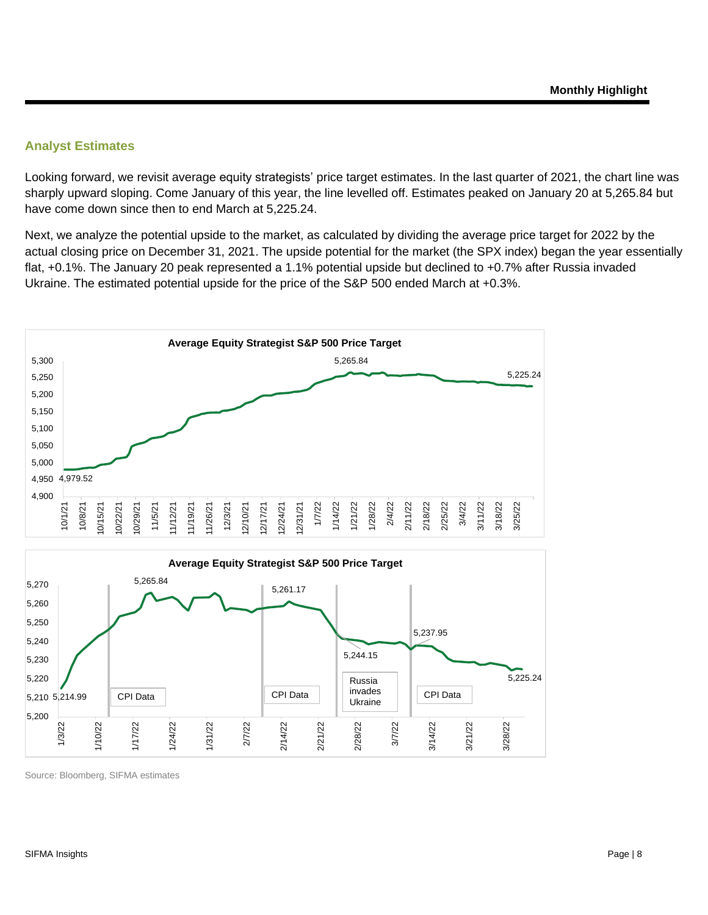## Analyst Estimates

Looking forward, we revisit average equity strategists' price target estimates. In the last quarter of 2021, the chart line was sharply upward sloping. Come January of this year, the line levelled off. Estimates peaked on January 20 at 5,265.84 but have come down since then to end March at 5,225.24.

Next, we analyze the potential upside to the market, as calculated by dividing the average price target for 2022 by the actual closing price on December 31, 2021. The upside potential for the market (the SPX index) began the year essentially flat, +0.1%. The January 20 peak represented a 1.1% potential upside but declined to +0.7% after Russia invaded Ukraine. The estimated potential upside for the price of the S&P 500 ended March at +0.3%.

**Average Equity Strategist S&P 500 Price Target**

**Average Equity Strategist S&P 500 Price Target**

Source: Bloomberg, SIFMA estimates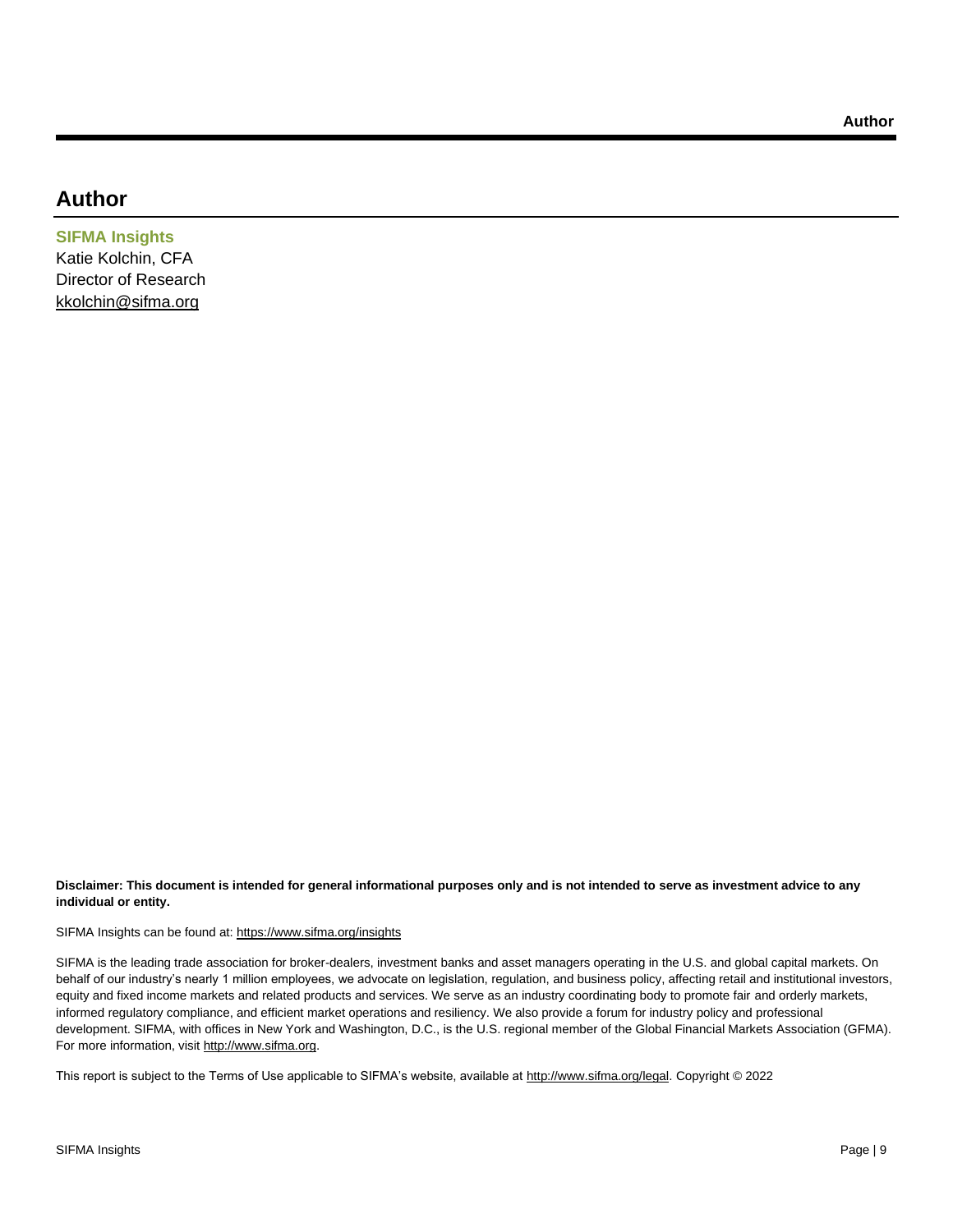# Author

**SIFMA Insights**
Katie Kolchin, CFA
Director of Research
kkolchin@sifma.org

**Disclaimer: This document is intended for general informational purposes only and is not intended to serve as investment advice to any individual or entity.**

SIFMA Insights can be found at: https://www.sifma.org/insights

SIFMA is the leading trade association for broker-dealers, investment banks and asset managers operating in the U.S. and global capital markets. On behalf of our industry's nearly 1 million employees, we advocate on legislation, regulation, and business policy, affecting retail and institutional investors, equity and fixed income markets and related products and services. We serve as an industry coordinating body to promote fair and orderly markets, informed regulatory compliance, and efficient market operations and resiliency. We also provide a forum for industry policy and professional development. SIFMA, with offices in New York and Washington, D.C., is the U.S. regional member of the Global Financial Markets Association (GFMA). For more information, visit http://www.sifma.org.

This report is subject to the Terms of Use applicable to SIFMA's website, available at http://www.sifma.org/legal. Copyright © 2022